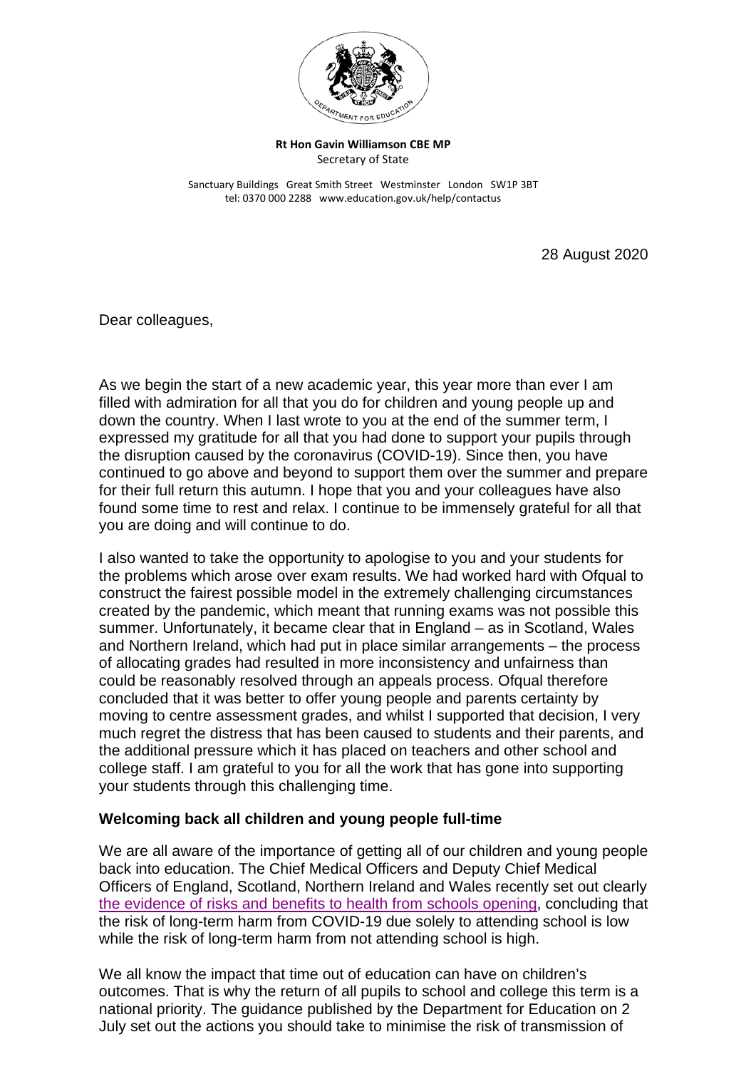**Rt Hon Gavin Williamson CBE MP**
Secretary of State

Sanctuary Buildings Great Smith Street Westminster London SW1P 3BT
tel: 0370 000 2288 www.education.gov.uk/help/contactus

28 August 2020

Dear colleagues,

As we begin the start of a new academic year, this year more than ever I am filled with admiration for all that you do for children and young people up and down the country. When I last wrote to you at the end of the summer term, I expressed my gratitude for all that you had done to support your pupils through the disruption caused by the coronavirus (COVID-19). Since then, you have continued to go above and beyond to support them over the summer and prepare for their full return this autumn. I hope that you and your colleagues have also found some time to rest and relax. I continue to be immensely grateful for all that you are doing and will continue to do.

I also wanted to take the opportunity to apologise to you and your students for the problems which arose over exam results. We had worked hard with Ofqual to construct the fairest possible model in the extremely challenging circumstances created by the pandemic, which meant that running exams was not possible this summer. Unfortunately, it became clear that in England – as in Scotland, Wales and Northern Ireland, which had put in place similar arrangements – the process of allocating grades had resulted in more inconsistency and unfairness than could be reasonably resolved through an appeals process. Ofqual therefore concluded that it was better to offer young people and parents certainty by moving to centre assessment grades, and whilst I supported that decision, I very much regret the distress that has been caused to students and their parents, and the additional pressure which it has placed on teachers and other school and college staff. I am grateful to you for all the work that has gone into supporting your students through this challenging time.

### Welcoming back all children and young people full-time

We are all aware of the importance of getting all of our children and young people back into education. The Chief Medical Officers and Deputy Chief Medical Officers of England, Scotland, Northern Ireland and Wales recently set out clearly the evidence of risks and benefits to health from schools opening, concluding that the risk of long-term harm from COVID-19 due solely to attending school is low while the risk of long-term harm from not attending school is high.

We all know the impact that time out of education can have on children's outcomes. That is why the return of all pupils to school and college this term is a national priority. The guidance published by the Department for Education on 2 July set out the actions you should take to minimise the risk of transmission of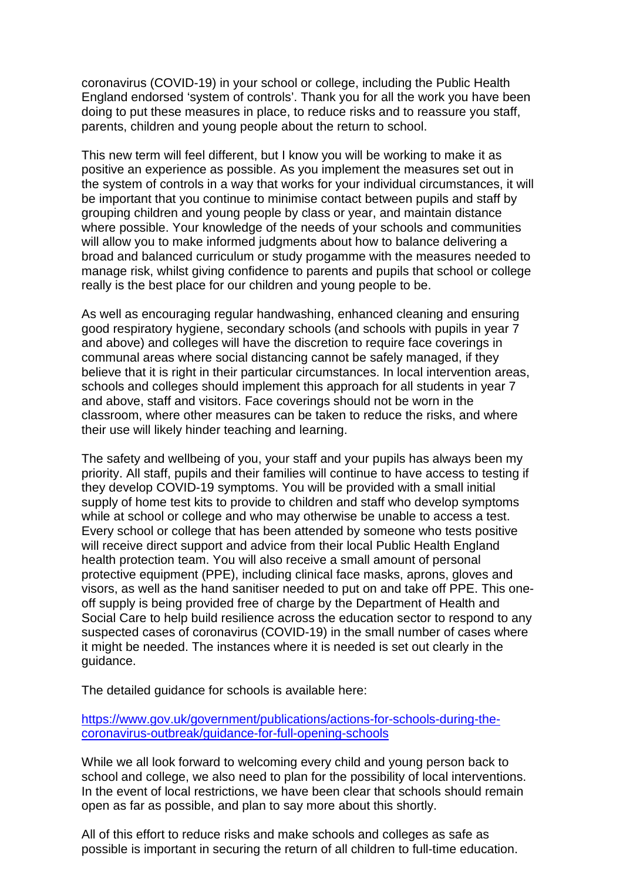coronavirus (COVID-19) in your school or college, including the Public Health England endorsed 'system of controls'. Thank you for all the work you have been doing to put these measures in place, to reduce risks and to reassure you staff, parents, children and young people about the return to school.

This new term will feel different, but I know you will be working to make it as positive an experience as possible. As you implement the measures set out in the system of controls in a way that works for your individual circumstances, it will be important that you continue to minimise contact between pupils and staff by grouping children and young people by class or year, and maintain distance where possible. Your knowledge of the needs of your schools and communities will allow you to make informed judgments about how to balance delivering a broad and balanced curriculum or study progamme with the measures needed to manage risk, whilst giving confidence to parents and pupils that school or college really is the best place for our children and young people to be.

As well as encouraging regular handwashing, enhanced cleaning and ensuring good respiratory hygiene, secondary schools (and schools with pupils in year 7 and above) and colleges will have the discretion to require face coverings in communal areas where social distancing cannot be safely managed, if they believe that it is right in their particular circumstances. In local intervention areas, schools and colleges should implement this approach for all students in year 7 and above, staff and visitors. Face coverings should not be worn in the classroom, where other measures can be taken to reduce the risks, and where their use will likely hinder teaching and learning.

The safety and wellbeing of you, your staff and your pupils has always been my priority. All staff, pupils and their families will continue to have access to testing if they develop COVID-19 symptoms. You will be provided with a small initial supply of home test kits to provide to children and staff who develop symptoms while at school or college and who may otherwise be unable to access a test. Every school or college that has been attended by someone who tests positive will receive direct support and advice from their local Public Health England health protection team. You will also receive a small amount of personal protective equipment (PPE), including clinical face masks, aprons, gloves and visors, as well as the hand sanitiser needed to put on and take off PPE. This one-off supply is being provided free of charge by the Department of Health and Social Care to help build resilience across the education sector to respond to any suspected cases of coronavirus (COVID-19) in the small number of cases where it might be needed. The instances where it is needed is set out clearly in the guidance.

The detailed guidance for schools is available here:

https://www.gov.uk/government/publications/actions-for-schools-during-the-coronavirus-outbreak/guidance-for-full-opening-schools

While we all look forward to welcoming every child and young person back to school and college, we also need to plan for the possibility of local interventions. In the event of local restrictions, we have been clear that schools should remain open as far as possible, and plan to say more about this shortly.

All of this effort to reduce risks and make schools and colleges as safe as possible is important in securing the return of all children to full-time education.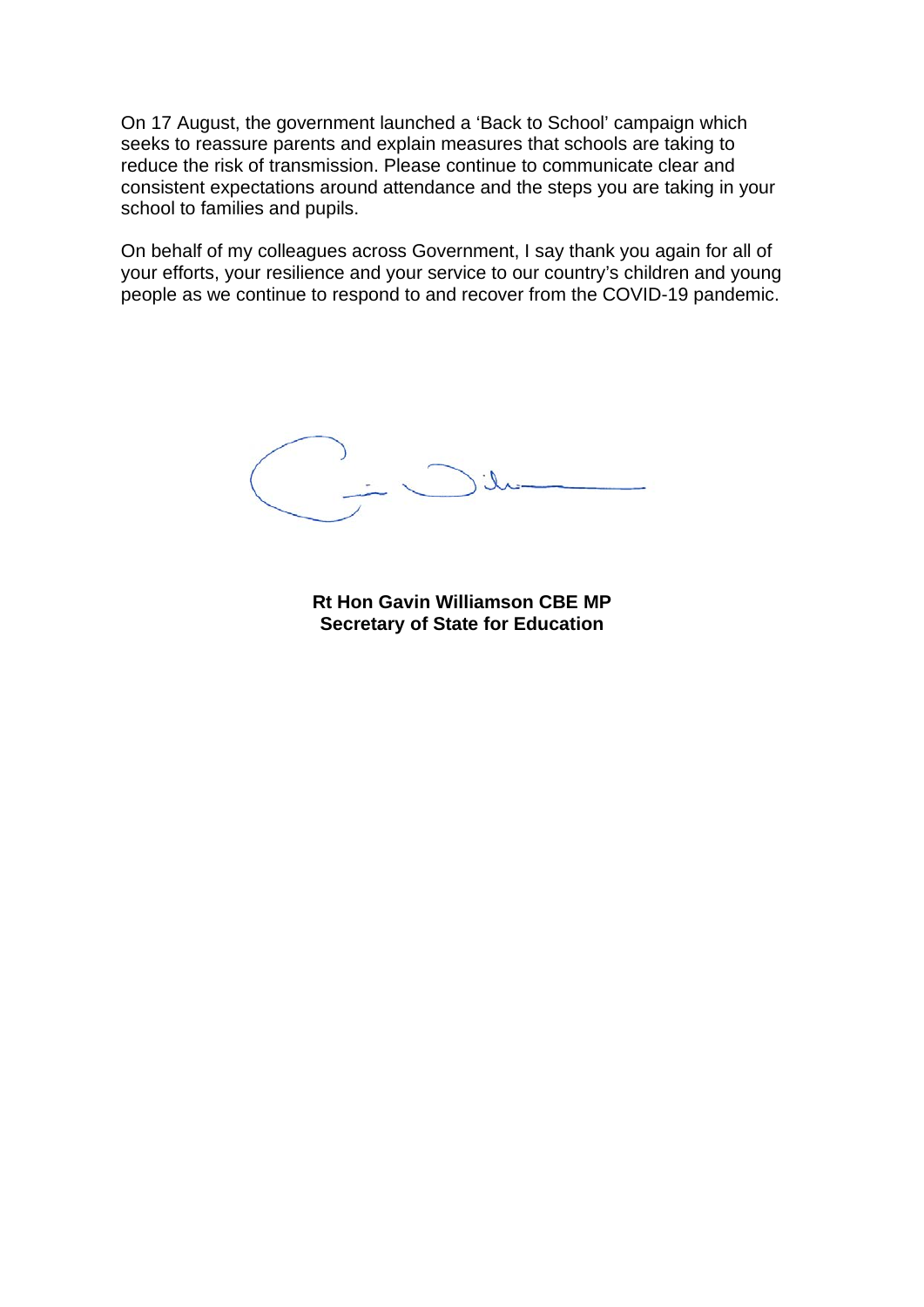On 17 August, the government launched a ‘Back to School’ campaign which seeks to reassure parents and explain measures that schools are taking to reduce the risk of transmission. Please continue to communicate clear and consistent expectations around attendance and the steps you are taking in your school to families and pupils.

On behalf of my colleagues across Government, I say thank you again for all of your efforts, your resilience and your service to our country’s children and young people as we continue to respond to and recover from the COVID-19 pandemic.

**Rt Hon Gavin Williamson CBE MP**
**Secretary of State for Education**